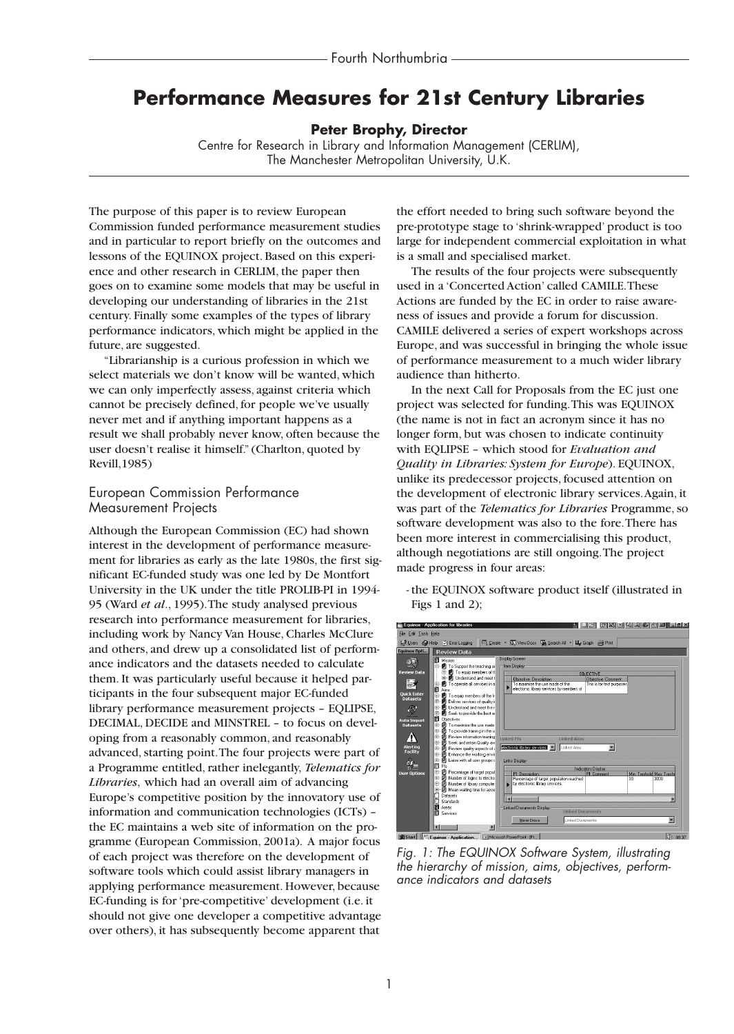# Performance Measures for 21st Century Libraries

**Peter Brophy, Director**

Centre for Research in Library and Information Management (CERLIM), The Manchester Metropolitan University, U.K.

The purpose of this paper is to review European Commission funded performance measurement studies and in particular to report briefly on the outcomes and lessons of the EQUINOX project. Based on this experience and other research in CERLIM, the paper then goes on to examine some models that may be useful in developing our understanding of libraries in the 21st century. Finally some examples of the types of library performance indicators, which might be applied in the future, are suggested.

"Librarianship is a curious profession in which we select materials we don't know will be wanted, which we can only imperfectly assess, against criteria which cannot be precisely defined, for people we've usually never met and if anything important happens as a result we shall probably never know, often because the user doesn't realise it himself." (Charlton, quoted by Revill, 1985)

## European Commission Performance Measurement Projects

Although the European Commission (EC) had shown interest in the development of performance measurement for libraries as early as the late 1980s, the first significant EC-funded study was one led by De Montfort University in the UK under the title PROLIB-PI in 1994-95 (Ward *et al*., 1995). The study analysed previous research into performance measurement for libraries, including work by Nancy Van House, Charles McClure and others, and drew up a consolidated list of performance indicators and the datasets needed to calculate them. It was particularly useful because it helped participants in the four subsequent major EC-funded library performance measurement projects – EQLIPSE, DECIMAL, DECIDE and MINSTREL – to focus on developing from a reasonably common, and reasonably advanced, starting point. The four projects were part of a Programme entitled, rather inelegantly, *Telematics for Libraries*, which had an overall aim of advancing Europe's competitive position by the innovatory use of information and communication technologies (ICTs) – the EC maintains a web site of information on the programme (European Commission, 2001a). A major focus of each project was therefore on the development of software tools which could assist library managers in applying performance measurement. However, because EC-funding is for 'pre-competitive' development (i.e. it should not give one developer a competitive advantage over others), it has subsequently become apparent that the effort needed to bring such software beyond the pre-prototype stage to 'shrink-wrapped' product is too large for independent commercial exploitation in what is a small and specialised market.

The results of the four projects were subsequently used in a 'Concerted Action' called CAMILE. These Actions are funded by the EC in order to raise awareness of issues and provide a forum for discussion. CAMILE delivered a series of expert workshops across Europe, and was successful in bringing the whole issue of performance measurement to a much wider library audience than hitherto.

In the next Call for Proposals from the EC just one project was selected for funding. This was EQUINOX (the name is not in fact an acronym since it has no longer form, but was chosen to indicate continuity with EQLIPSE – which stood for *Evaluation and Quality in Libraries: System for Europe*). EQUINOX, unlike its predecessor projects, focused attention on the development of electronic library services. Again, it was part of the *Telematics for Libraries* Programme, so software development was also to the fore. There has been more interest in commercialising this product, although negotiations are still ongoing. The project made progress in four areas:

- the EQUINOX software product itself (illustrated in Figs 1 and 2);

*Fig. 1: The EQUINOX Software System, illustrating the hierarchy of mission, aims, objectives, performance indicators and datasets*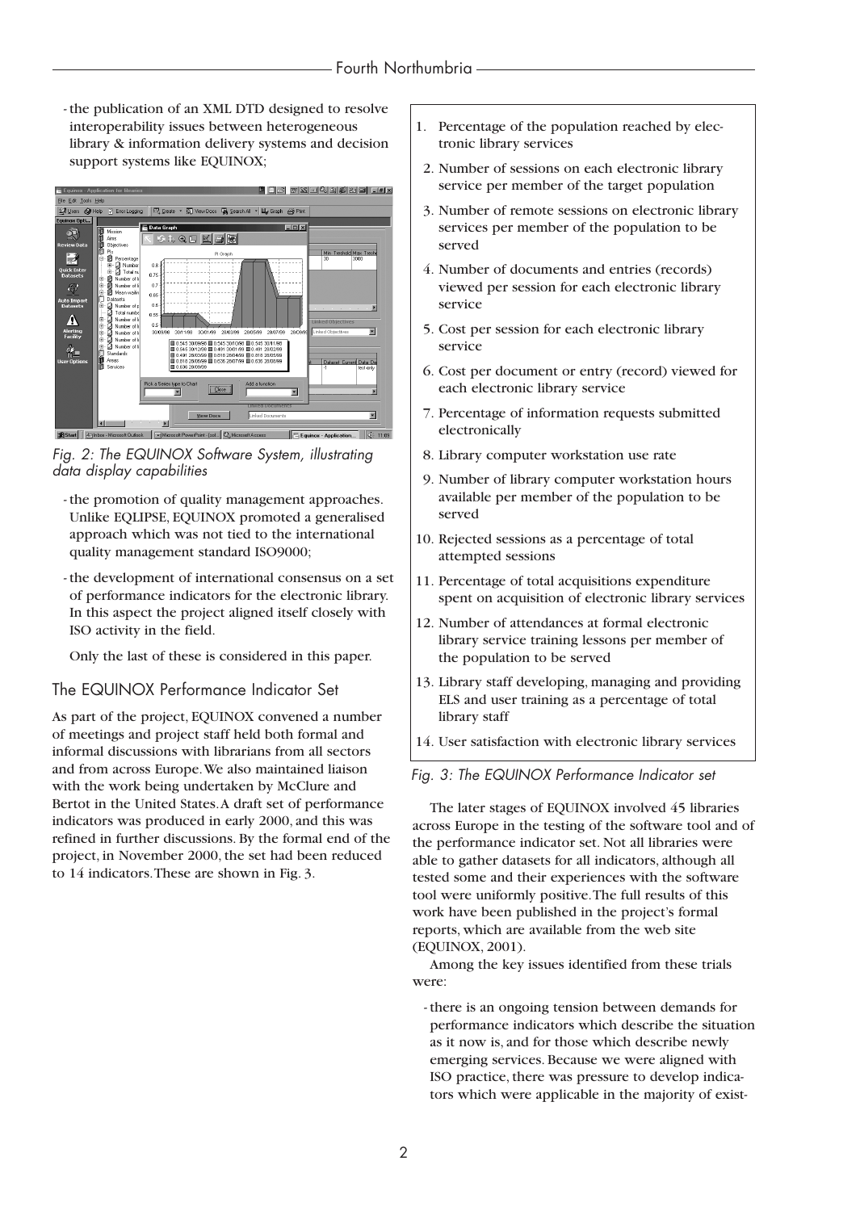- the publication of an XML DTD designed to resolve interoperability issues between heterogeneous library & information delivery systems and decision support systems like EQUINOX;

*Fig. 2: The EQUINOX Software System, illustrating data display capabilities*

- the promotion of quality management approaches. Unlike EQLIPSE, EQUINOX promoted a generalised approach which was not tied to the international quality management standard ISO9000;
- the development of international consensus on a set of performance indicators for the electronic library. In this aspect the project aligned itself closely with ISO activity in the field.

Only the last of these is considered in this paper.

## The EQUINOX Performance Indicator Set

As part of the project, EQUINOX convened a number of meetings and project staff held both formal and informal discussions with librarians from all sectors and from across Europe. We also maintained liaison with the work being undertaken by McClure and Bertot in the United States. A draft set of performance indicators was produced in early 2000, and this was refined in further discussions. By the formal end of the project, in November 2000, the set had been reduced to 14 indicators. These are shown in Fig. 3.

1. Percentage of the population reached by electronic library services
2. Number of sessions on each electronic library service per member of the target population
3. Number of remote sessions on electronic library services per member of the population to be served
4. Number of documents and entries (records) viewed per session for each electronic library service
5. Cost per session for each electronic library service
6. Cost per document or entry (record) viewed for each electronic library service
7. Percentage of information requests submitted electronically
8. Library computer workstation use rate
9. Number of library computer workstation hours available per member of the population to be served
10. Rejected sessions as a percentage of total attempted sessions
11. Percentage of total acquisitions expenditure spent on acquisition of electronic library services
12. Number of attendances at formal electronic library service training lessons per member of the population to be served
13. Library staff developing, managing and providing ELS and user training as a percentage of total library staff
14. User satisfaction with electronic library services

*Fig. 3: The EQUINOX Performance Indicator set*

The later stages of EQUINOX involved 45 libraries across Europe in the testing of the software tool and of the performance indicator set. Not all libraries were able to gather datasets for all indicators, although all tested some and their experiences with the software tool were uniformly positive. The full results of this work have been published in the project's formal reports, which are available from the web site (EQUINOX, 2001).

Among the key issues identified from these trials were:

- there is an ongoing tension between demands for performance indicators which describe the situation as it now is, and for those which describe newly emerging services. Because we were aligned with ISO practice, there was pressure to develop indicators which were applicable in the majority of exist-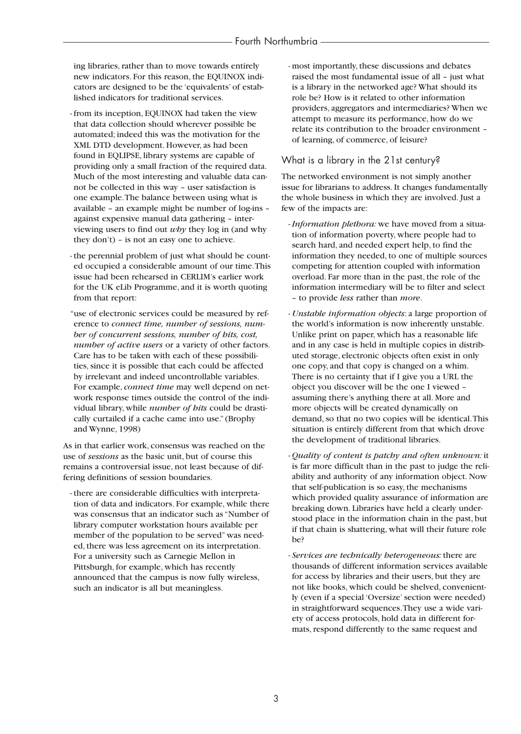ing libraries, rather than to move towards entirely new indicators. For this reason, the EQUINOX indicators are designed to be the 'equivalents' of established indicators for traditional services.

- from its inception, EQUINOX had taken the view that data collection should wherever possible be automated; indeed this was the motivation for the XML DTD development. However, as had been found in EQLIPSE, library systems are capable of providing only a small fraction of the required data. Much of the most interesting and valuable data cannot be collected in this way – user satisfaction is one example. The balance between using what is available – an example might be number of log-ins – against expensive manual data gathering – interviewing users to find out *why* they log in (and why they don't) – is not an easy one to achieve.

- the perennial problem of just what should be counted occupied a considerable amount of our time. This issue had been rehearsed in CERLIM's earlier work for the UK eLib Programme, and it is worth quoting from that report:

  "use of electronic services could be measured by reference to *connect time, number of sessions, number of concurrent sessions, number of hits, cost, number of active users* or a variety of other factors. Care has to be taken with each of these possibilities, since it is possible that each could be affected by irrelevant and indeed uncontrollable variables. For example, *connect time* may well depend on network response times outside the control of the individual library, while *number of hits* could be drastically curtailed if a cache came into use." (Brophy and Wynne, 1998)

As in that earlier work, consensus was reached on the use of *sessions* as the basic unit, but of course this remains a controversial issue, not least because of differing definitions of session boundaries.

- there are considerable difficulties with interpretation of data and indicators. For example, while there was consensus that an indicator such as "Number of library computer workstation hours available per member of the population to be served" was needed, there was less agreement on its interpretation. For a university such as Carnegie Mellon in Pittsburgh, for example, which has recently announced that the campus is now fully wireless, such an indicator is all but meaningless.

- most importantly, these discussions and debates raised the most fundamental issue of all – just what is a library in the networked age? What should its role be? How is it related to other information providers, aggregators and intermediaries? When we attempt to measure its performance, how do we relate its contribution to the broader environment – of learning, of commerce, of leisure?

## What is a library in the 21st century?

The networked environment is not simply another issue for librarians to address. It changes fundamentally the whole business in which they are involved. Just a few of the impacts are:

- *Information plethora:* we have moved from a situation of information poverty, where people had to search hard, and needed expert help, to find the information they needed, to one of multiple sources competing for attention coupled with information overload. Far more than in the past, the role of the information intermediary will be to filter and select – to provide *less* rather than *more*.

- *Unstable information objects*: a large proportion of the world's information is now inherently unstable. Unlike print on paper, which has a reasonable life and in any case is held in multiple copies in distributed storage, electronic objects often exist in only one copy, and that copy is changed on a whim. There is no certainty that if I give you a URL the object you discover will be the one I viewed – assuming there's anything there at all. More and more objects will be created dynamically on demand, so that no two copies will be identical. This situation is entirely different from that which drove the development of traditional libraries.

- *Quality of content is patchy and often unknown:* it is far more difficult than in the past to judge the reliability and authority of any information object. Now that self-publication is so easy, the mechanisms which provided quality assurance of information are breaking down. Libraries have held a clearly understood place in the information chain in the past, but if that chain is shattering, what will their future role be?

- *Services are technically heterogeneous:* there are thousands of different information services available for access by libraries and their users, but they are not like books, which could be shelved, conveniently (even if a special 'Oversize' section were needed) in straightforward sequences. They use a wide variety of access protocols, hold data in different formats, respond differently to the same request and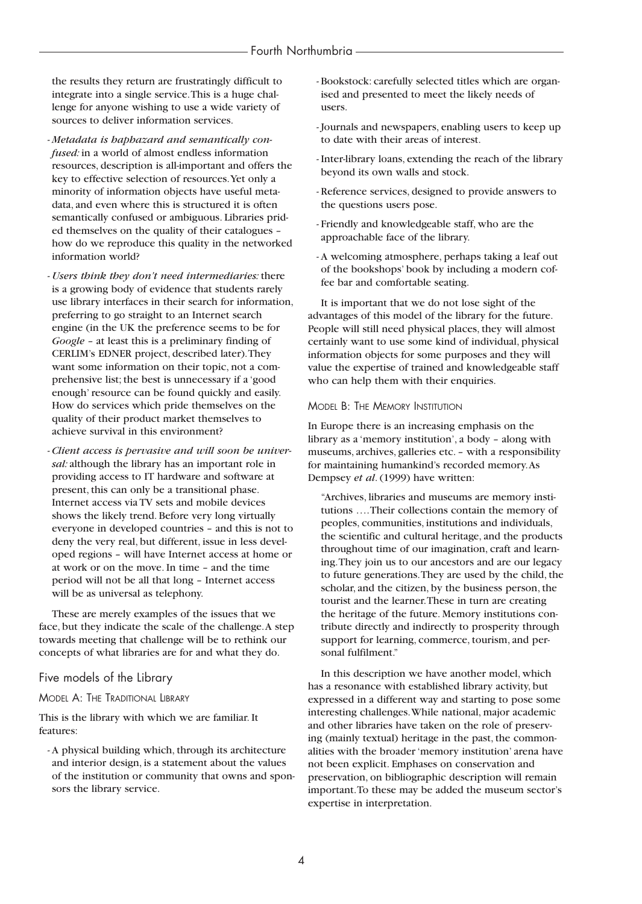the results they return are frustratingly difficult to integrate into a single service. This is a huge challenge for anyone wishing to use a wide variety of sources to deliver information services.

- *Metadata is haphazard and semantically confused:* in a world of almost endless information resources, description is all-important and offers the key to effective selection of resources. Yet only a minority of information objects have useful metadata, and even where this is structured it is often semantically confused or ambiguous. Libraries prided themselves on the quality of their catalogues – how do we reproduce this quality in the networked information world?
- *Users think they don't need intermediaries:* there is a growing body of evidence that students rarely use library interfaces in their search for information, preferring to go straight to an Internet search engine (in the UK the preference seems to be for *Google* – at least this is a preliminary finding of CERLIM's EDNER project, described later). They want some information on their topic, not a comprehensive list; the best is unnecessary if a 'good enough' resource can be found quickly and easily. How do services which pride themselves on the quality of their product market themselves to achieve survival in this environment?
- *Client access is pervasive and will soon be universal:* although the library has an important role in providing access to IT hardware and software at present, this can only be a transitional phase. Internet access via TV sets and mobile devices shows the likely trend. Before very long virtually everyone in developed countries – and this is not to deny the very real, but different, issue in less developed regions – will have Internet access at home or at work or on the move. In time – and the time period will not be all that long – Internet access will be as universal as telephony.

These are merely examples of the issues that we face, but they indicate the scale of the challenge. A step towards meeting that challenge will be to rethink our concepts of what libraries are for and what they do.

## Five models of the Library

### Model A: The Traditional Library

This is the library with which we are familiar. It features:

- A physical building which, through its architecture and interior design, is a statement about the values of the institution or community that owns and sponsors the library service.
- Bookstock: carefully selected titles which are organised and presented to meet the likely needs of users.
- Journals and newspapers, enabling users to keep up to date with their areas of interest.
- Inter-library loans, extending the reach of the library beyond its own walls and stock.
- Reference services, designed to provide answers to the questions users pose.
- Friendly and knowledgeable staff, who are the approachable face of the library.
- A welcoming atmosphere, perhaps taking a leaf out of the bookshops' book by including a modern coffee bar and comfortable seating.

It is important that we do not lose sight of the advantages of this model of the library for the future. People will still need physical places, they will almost certainly want to use some kind of individual, physical information objects for some purposes and they will value the expertise of trained and knowledgeable staff who can help them with their enquiries.

### Model B: The Memory Institution

In Europe there is an increasing emphasis on the library as a 'memory institution', a body – along with museums, archives, galleries etc. – with a responsibility for maintaining humankind's recorded memory. As Dempsey *et al*. (1999) have written:

> "Archives, libraries and museums are memory institutions …. Their collections contain the memory of peoples, communities, institutions and individuals, the scientific and cultural heritage, and the products throughout time of our imagination, craft and learning. They join us to our ancestors and are our legacy to future generations. They are used by the child, the scholar, and the citizen, by the business person, the tourist and the learner. These in turn are creating the heritage of the future. Memory institutions contribute directly and indirectly to prosperity through support for learning, commerce, tourism, and personal fulfilment."

In this description we have another model, which has a resonance with established library activity, but expressed in a different way and starting to pose some interesting challenges. While national, major academic and other libraries have taken on the role of preserving (mainly textual) heritage in the past, the commonalities with the broader 'memory institution' arena have not been explicit. Emphases on conservation and preservation, on bibliographic description will remain important. To these may be added the museum sector's expertise in interpretation.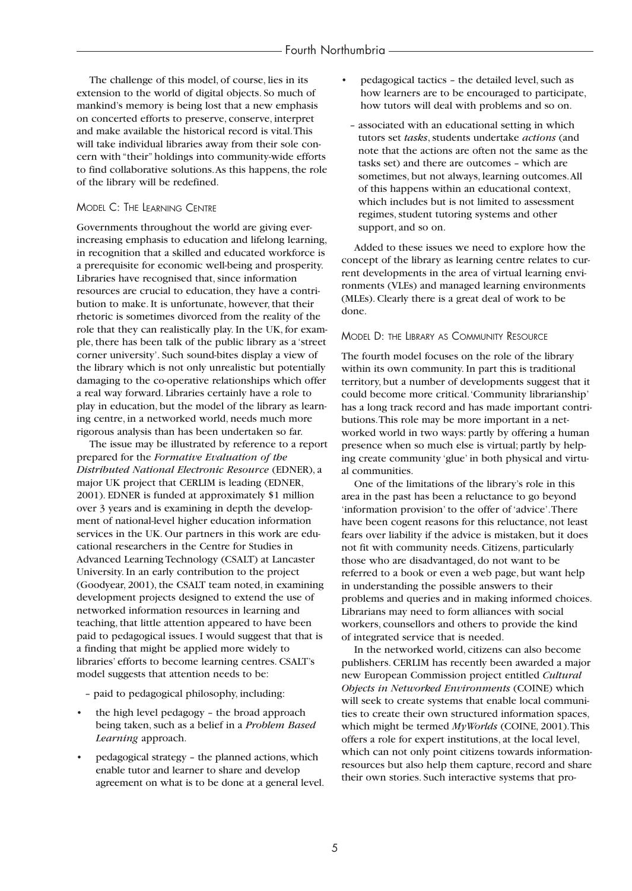The challenge of this model, of course, lies in its extension to the world of digital objects. So much of mankind's memory is being lost that a new emphasis on concerted efforts to preserve, conserve, interpret and make available the historical record is vital. This will take individual libraries away from their sole concern with "their" holdings into community-wide efforts to find collaborative solutions. As this happens, the role of the library will be redefined.

### Model C: The Learning Centre

Governments throughout the world are giving ever-increasing emphasis to education and lifelong learning, in recognition that a skilled and educated workforce is a prerequisite for economic well-being and prosperity. Libraries have recognised that, since information resources are crucial to education, they have a contribution to make. It is unfortunate, however, that their rhetoric is sometimes divorced from the reality of the role that they can realistically play. In the UK, for example, there has been talk of the public library as a 'street corner university'. Such sound-bites display a view of the library which is not only unrealistic but potentially damaging to the co-operative relationships which offer a real way forward. Libraries certainly have a role to play in education, but the model of the library as learning centre, in a networked world, needs much more rigorous analysis than has been undertaken so far.

The issue may be illustrated by reference to a report prepared for the *Formative Evaluation of the Distributed National Electronic Resource* (EDNER), a major UK project that CERLIM is leading (EDNER, 2001). EDNER is funded at approximately $1 million over 3 years and is examining in depth the development of national-level higher education information services in the UK. Our partners in this work are educational researchers in the Centre for Studies in Advanced Learning Technology (CSALT) at Lancaster University. In an early contribution to the project (Goodyear, 2001), the CSALT team noted, in examining development projects designed to extend the use of networked information resources in learning and teaching, that little attention appeared to have been paid to pedagogical issues. I would suggest that that is a finding that might be applied more widely to libraries' efforts to become learning centres. CSALT's model suggests that attention needs to be:

– paid to pedagogical philosophy, including:

- the high level pedagogy – the broad approach being taken, such as a belief in a *Problem Based Learning* approach.
- pedagogical strategy – the planned actions, which enable tutor and learner to share and develop agreement on what is to be done at a general level.
- pedagogical tactics – the detailed level, such as how learners are to be encouraged to participate, how tutors will deal with problems and so on.

– associated with an educational setting in which tutors set *tasks*, students undertake *actions* (and note that the actions are often not the same as the tasks set) and there are outcomes – which are sometimes, but not always, learning outcomes. All of this happens within an educational context, which includes but is not limited to assessment regimes, student tutoring systems and other support, and so on.

Added to these issues we need to explore how the concept of the library as learning centre relates to current developments in the area of virtual learning environments (VLEs) and managed learning environments (MLEs). Clearly there is a great deal of work to be done.

### Model D: the Library as Community Resource

The fourth model focuses on the role of the library within its own community. In part this is traditional territory, but a number of developments suggest that it could become more critical. 'Community librarianship' has a long track record and has made important contributions. This role may be more important in a networked world in two ways: partly by offering a human presence when so much else is virtual; partly by helping create community 'glue' in both physical and virtual communities.

One of the limitations of the library's role in this area in the past has been a reluctance to go beyond 'information provision' to the offer of 'advice'. There have been cogent reasons for this reluctance, not least fears over liability if the advice is mistaken, but it does not fit with community needs. Citizens, particularly those who are disadvantaged, do not want to be referred to a book or even a web page, but want help in understanding the possible answers to their problems and queries and in making informed choices. Librarians may need to form alliances with social workers, counsellors and others to provide the kind of integrated service that is needed.

In the networked world, citizens can also become publishers. CERLIM has recently been awarded a major new European Commission project entitled *Cultural Objects in Networked Environments* (COINE) which will seek to create systems that enable local communities to create their own structured information spaces, which might be termed *MyWorlds* (COINE, 2001). This offers a role for expert institutions, at the local level, which can not only point citizens towards information-resources but also help them capture, record and share their own stories. Such interactive systems that pro-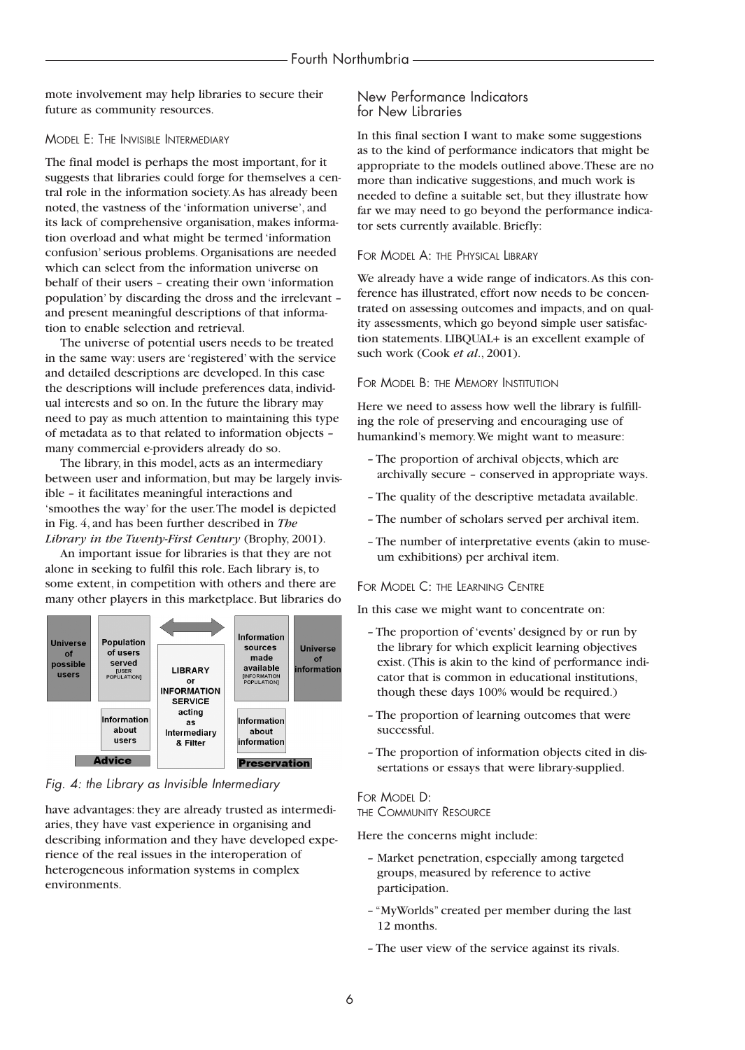mote involvement may help libraries to secure their future as community resources.

### Model E: The Invisible Intermediary

The final model is perhaps the most important, for it suggests that libraries could forge for themselves a central role in the information society. As has already been noted, the vastness of the 'information universe', and its lack of comprehensive organisation, makes information overload and what might be termed 'information confusion' serious problems. Organisations are needed which can select from the information universe on behalf of their users – creating their own 'information population' by discarding the dross and the irrelevant – and present meaningful descriptions of that information to enable selection and retrieval.

The universe of potential users needs to be treated in the same way: users are 'registered' with the service and detailed descriptions are developed. In this case the descriptions will include preferences data, individual interests and so on. In the future the library may need to pay as much attention to maintaining this type of metadata as to that related to information objects – many commercial e-providers already do so.

The library, in this model, acts as an intermediary between user and information, but may be largely invisible – it facilitates meaningful interactions and 'smoothes the way' for the user. The model is depicted in Fig. 4, and has been further described in *The Library in the Twenty-First Century* (Brophy, 2001).

An important issue for libraries is that they are not alone in seeking to fulfil this role. Each library is, to some extent, in competition with others and there are many other players in this marketplace. But libraries do

| Universe of possible users | Population of users served [USER POPULATION] | ⟷ | Information sources made available [INFORMATION POPULATION] | Universe of information |
|---|---|---|---|---|
| | Information about users | LIBRARY or INFORMATION SERVICE acting as Intermediary & Filter | Information about information | |
| | Advice | | Preservation | |

*Fig. 4: the Library as Invisible Intermediary*

have advantages: they are already trusted as intermediaries, they have vast experience in organising and describing information and they have developed experience of the real issues in the interoperation of heterogeneous information systems in complex environments.

## New Performance Indicators for New Libraries

In this final section I want to make some suggestions as to the kind of performance indicators that might be appropriate to the models outlined above. These are no more than indicative suggestions, and much work is needed to define a suitable set, but they illustrate how far we may need to go beyond the performance indicator sets currently available. Briefly:

### For Model A: the Physical Library

We already have a wide range of indicators. As this conference has illustrated, effort now needs to be concentrated on assessing outcomes and impacts, and on quality assessments, which go beyond simple user satisfaction statements. LIBQUAL+ is an excellent example of such work (Cook *et al*., 2001).

### For Model B: the Memory Institution

Here we need to assess how well the library is fulfilling the role of preserving and encouraging use of humankind's memory. We might want to measure:

- The proportion of archival objects, which are archivally secure – conserved in appropriate ways.
- The quality of the descriptive metadata available.
- The number of scholars served per archival item.
- The number of interpretative events (akin to museum exhibitions) per archival item.

### For Model C: the Learning Centre

In this case we might want to concentrate on:

- The proportion of 'events' designed by or run by the library for which explicit learning objectives exist. (This is akin to the kind of performance indicator that is common in educational institutions, though these days 100% would be required.)
- The proportion of learning outcomes that were successful.
- The proportion of information objects cited in dissertations or essays that were library-supplied.

### For Model D: the Community Resource

Here the concerns might include:

- Market penetration, especially among targeted groups, measured by reference to active participation.
- "MyWorlds" created per member during the last 12 months.
- The user view of the service against its rivals.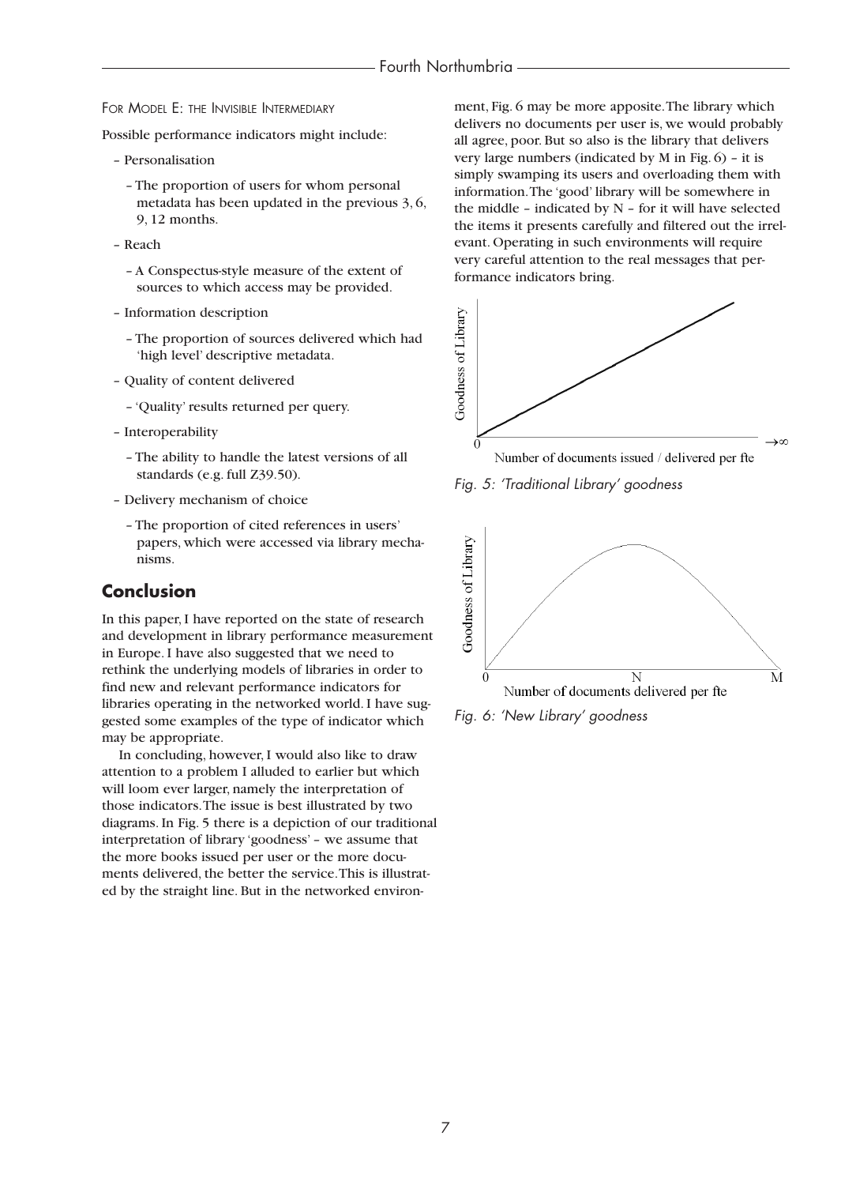For Model E: the Invisible Intermediary

Possible performance indicators might include:

- Personalisation
  - The proportion of users for whom personal metadata has been updated in the previous 3, 6, 9, 12 months.
- Reach
  - A Conspectus-style measure of the extent of sources to which access may be provided.
- Information description
  - The proportion of sources delivered which had 'high level' descriptive metadata.
- Quality of content delivered
  - 'Quality' results returned per query.
- Interoperability
  - The ability to handle the latest versions of all standards (e.g. full Z39.50).
- Delivery mechanism of choice
  - The proportion of cited references in users' papers, which were accessed via library mechanisms.

## Conclusion

In this paper, I have reported on the state of research and development in library performance measurement in Europe. I have also suggested that we need to rethink the underlying models of libraries in order to find new and relevant performance indicators for libraries operating in the networked world. I have suggested some examples of the type of indicator which may be appropriate.

In concluding, however, I would also like to draw attention to a problem I alluded to earlier but which will loom ever larger, namely the interpretation of those indicators. The issue is best illustrated by two diagrams. In Fig. 5 there is a depiction of our traditional interpretation of library 'goodness' – we assume that the more books issued per user or the more documents delivered, the better the service. This is illustrated by the straight line. But in the networked environment, Fig. 6 may be more apposite. The library which delivers no documents per user is, we would probably all agree, poor. But so also is the library that delivers very large numbers (indicated by M in Fig. 6) – it is simply swamping its users and overloading them with information. The 'good' library will be somewhere in the middle – indicated by N – for it will have selected the items it presents carefully and filtered out the irrelevant. Operating in such environments will require very careful attention to the real messages that performance indicators bring.

*Fig. 5: 'Traditional Library' goodness*

*Fig. 6: 'New Library' goodness*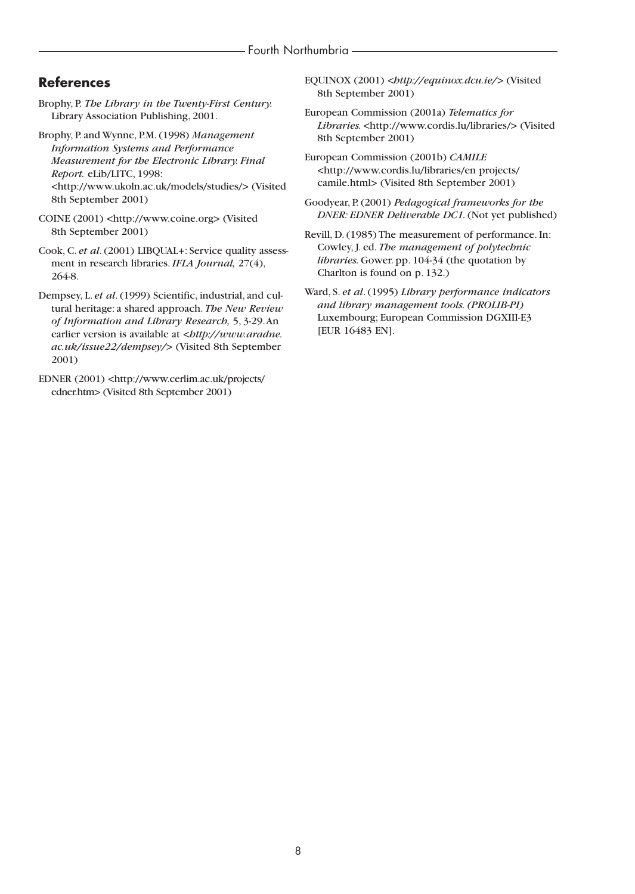## References

Brophy, P. *The Library in the Twenty-First Century.* Library Association Publishing, 2001.

Brophy, P. and Wynne, P.M. (1998) *Management Information Systems and Performance Measurement for the Electronic Library: Final Report.* eLib/LITC, 1998: <http://www.ukoln.ac.uk/models/studies/> (Visited 8th September 2001)

COINE (2001) <http://www.coine.org> (Visited 8th September 2001)

Cook, C. *et al*. (2001) LIBQUAL+: Service quality assessment in research libraries. *IFLA Journal,* 27(4), 264-8.

Dempsey, L. *et al*. (1999) Scientific, industrial, and cultural heritage: a shared approach. *The New Review of Information and Library Research,* 5, 3-29. An earlier version is available at *<http://www.aradne.ac.uk/issue22/dempsey/>* (Visited 8th September 2001)

EDNER (2001) <http://www.cerlim.ac.uk/projects/edner.htm> (Visited 8th September 2001)

EQUINOX (2001) *<http://equinox.dcu.ie/>* (Visited 8th September 2001)

European Commission (2001a) *Telematics for Libraries.* <http://www.cordis.lu/libraries/> (Visited 8th September 2001)

European Commission (2001b) *CAMILE* <http://www.cordis.lu/libraries/en projects/camile.html> (Visited 8th September 2001)

Goodyear, P. (2001) *Pedagogical frameworks for the DNER: EDNER Deliverable DC1.* (Not yet published)

Revill, D. (1985) The measurement of performance. In: Cowley, J. ed. *The management of polytechnic libraries.* Gower. pp. 104-34 (the quotation by Charlton is found on p. 132.)

Ward, S. *et al*. (1995) *Library performance indicators and library management tools. (PROLIB-PI)* Luxembourg; European Commission DGXIII-E3 [EUR 16483 EN].